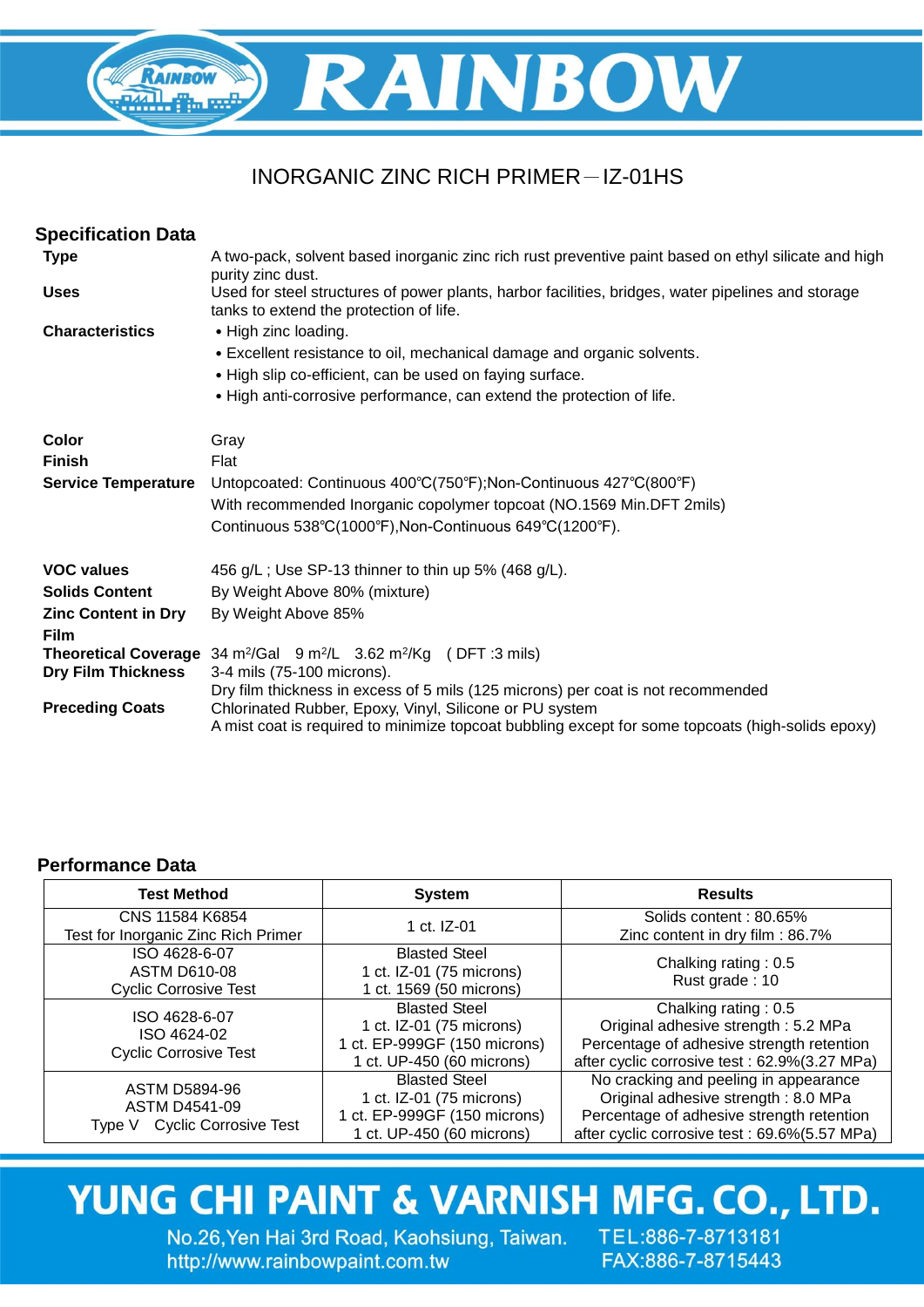# RAINBOW

## INORGANIC ZINC RICH PRIMER－IZ-01HS

### Specification Data

**Type** A two-pack, solvent based inorganic zinc rich rust preventive paint based on ethyl silicate and high purity zinc dust.

**Uses** Used for steel structures of power plants, harbor facilities, bridges, water pipelines and storage tanks to extend the protection of life.

**Characteristics**
- High zinc loading.
- Excellent resistance to oil, mechanical damage and organic solvents.
- High slip co-efficient, can be used on faying surface.
- High anti-corrosive performance, can extend the protection of life.

**Color** Gray

**Finish** Flat

**Service Temperature** Untopcoated: Continuous 400℃(750℉);Non-Continuous 427℃(800℉)
With recommended Inorganic copolymer topcoat (NO.1569 Min.DFT 2mils)
Continuous 538℃(1000℉),Non-Continuous 649℃(1200℉).

**VOC values** 456 g/L ; Use SP-13 thinner to thin up 5% (468 g/L).

**Solids Content** By Weight Above 80% (mixture)

**Zinc Content in Dry Film** By Weight Above 85%

**Theoretical Coverage** 34 $m^2$/Gal 9 $m^2$/L 3.62 $m^2$/Kg ( DFT :3 mils)

**Dry Film Thickness** 3-4 mils (75-100 microns).
Dry film thickness in excess of 5 mils (125 microns) per coat is not recommended

**Preceding Coats** Chlorinated Rubber, Epoxy, Vinyl, Silicone or PU system
A mist coat is required to minimize topcoat bubbling except for some topcoats (high-solids epoxy)

### Performance Data

| Test Method | System | Results |
|---|---|---|
| CNS 11584 K6854<br>Test for Inorganic Zinc Rich Primer | 1 ct. IZ-01 | Solids content : 80.65%<br>Zinc content in dry film : 86.7% |
| ISO 4628-6-07<br>ASTM D610-08<br>Cyclic Corrosive Test | Blasted Steel<br>1 ct. IZ-01 (75 microns)<br>1 ct. 1569 (50 microns) | Chalking rating : 0.5<br>Rust grade : 10 |
| ISO 4628-6-07<br>ISO 4624-02<br>Cyclic Corrosive Test | Blasted Steel<br>1 ct. IZ-01 (75 microns)<br>1 ct. EP-999GF (150 microns)<br>1 ct. UP-450 (60 microns) | Chalking rating : 0.5<br>Original adhesive strength : 5.2 MPa<br>Percentage of adhesive strength retention after cyclic corrosive test : 62.9%(3.27 MPa) |
| ASTM D5894-96<br>ASTM D4541-09<br>Type V Cyclic Corrosive Test | Blasted Steel<br>1 ct. IZ-01 (75 microns)<br>1 ct. EP-999GF (150 microns)<br>1 ct. UP-450 (60 microns) | No cracking and peeling in appearance<br>Original adhesive strength : 8.0 MPa<br>Percentage of adhesive strength retention after cyclic corrosive test : 69.6%(5.57 MPa) |

**YUNG CHI PAINT & VARNISH MFG. CO., LTD.**
No.26,Yen Hai 3rd Road, Kaohsiung, Taiwan. TEL:886-7-8713181
http://www.rainbowpaint.com.tw FAX:886-7-8715443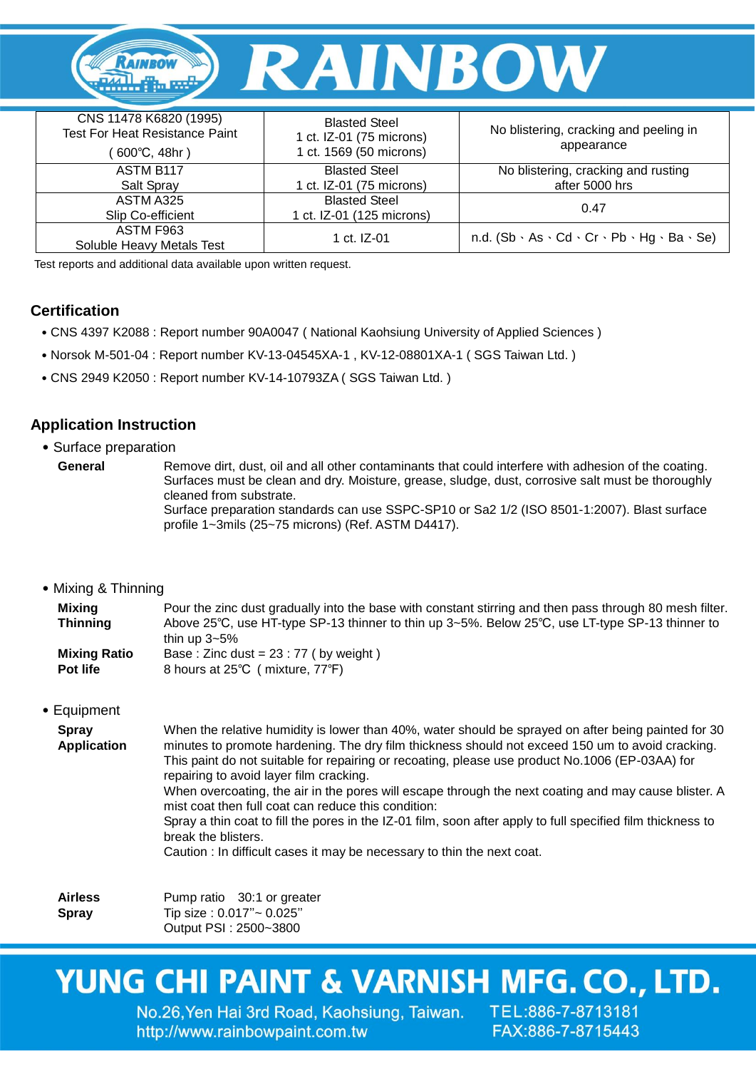| CNS 11478 K6820 (1995) Test For Heat Resistance Paint ( 600℃, 48hr ) | Blasted Steel 1 ct. IZ-01 (75 microns) 1 ct. 1569 (50 microns) | No blistering, cracking and peeling in appearance |
|---|---|---|
| ASTM B117 Salt Spray | Blasted Steel 1 ct. IZ-01 (75 microns) | No blistering, cracking and rusting after 5000 hrs |
| ASTM A325 Slip Co-efficient | Blasted Steel 1 ct. IZ-01 (125 microns) | 0.47 |
| ASTM F963 Soluble Heavy Metals Test | 1 ct. IZ-01 | n.d. (Sb、As、Cd、Cr、Pb、Hg、Ba、Se) |

Test reports and additional data available upon written request.

## Certification

- CNS 4397 K2088 : Report number 90A0047 ( National Kaohsiung University of Applied Sciences )
- Norsok M-501-04 : Report number KV-13-04545XA-1 , KV-12-08801XA-1 ( SGS Taiwan Ltd. )
- CNS 2949 K2050 : Report number KV-14-10793ZA ( SGS Taiwan Ltd. )

## Application Instruction

- Surface preparation

**General** Remove dirt, dust, oil and all other contaminants that could interfere with adhesion of the coating. Surfaces must be clean and dry. Moisture, grease, sludge, dust, corrosive salt must be thoroughly cleaned from substrate.
Surface preparation standards can use SSPC-SP10 or Sa2 1/2 (ISO 8501-1:2007). Blast surface profile 1~3mils (25~75 microns) (Ref. ASTM D4417).

- Mixing & Thinning

**Mixing** Pour the zinc dust gradually into the base with constant stirring and then pass through 80 mesh filter.

**Thinning** Above 25℃, use HT-type SP-13 thinner to thin up 3~5%. Below 25℃, use LT-type SP-13 thinner to thin up 3~5%

**Mixing Ratio** Base : Zinc dust = 23 : 77 ( by weight )

**Pot life** 8 hours at 25℃ ( mixture, 77℉)

- Equipment

**Spray Application** When the relative humidity is lower than 40%, water should be sprayed on after being painted for 30 minutes to promote hardening. The dry film thickness should not exceed 150 um to avoid cracking. This paint do not suitable for repairing or recoating, please use product No.1006 (EP-03AA) for repairing to avoid layer film cracking.
When overcoating, the air in the pores will escape through the next coating and may cause blister. A mist coat then full coat can reduce this condition:
Spray a thin coat to fill the pores in the IZ-01 film, soon after apply to full specified film thickness to break the blisters.
Caution : In difficult cases it may be necessary to thin the next coat.

**Airless Spray** Pump ratio 30:1 or greater
Tip size : 0.017"~ 0.025"
Output PSI : 2500~3800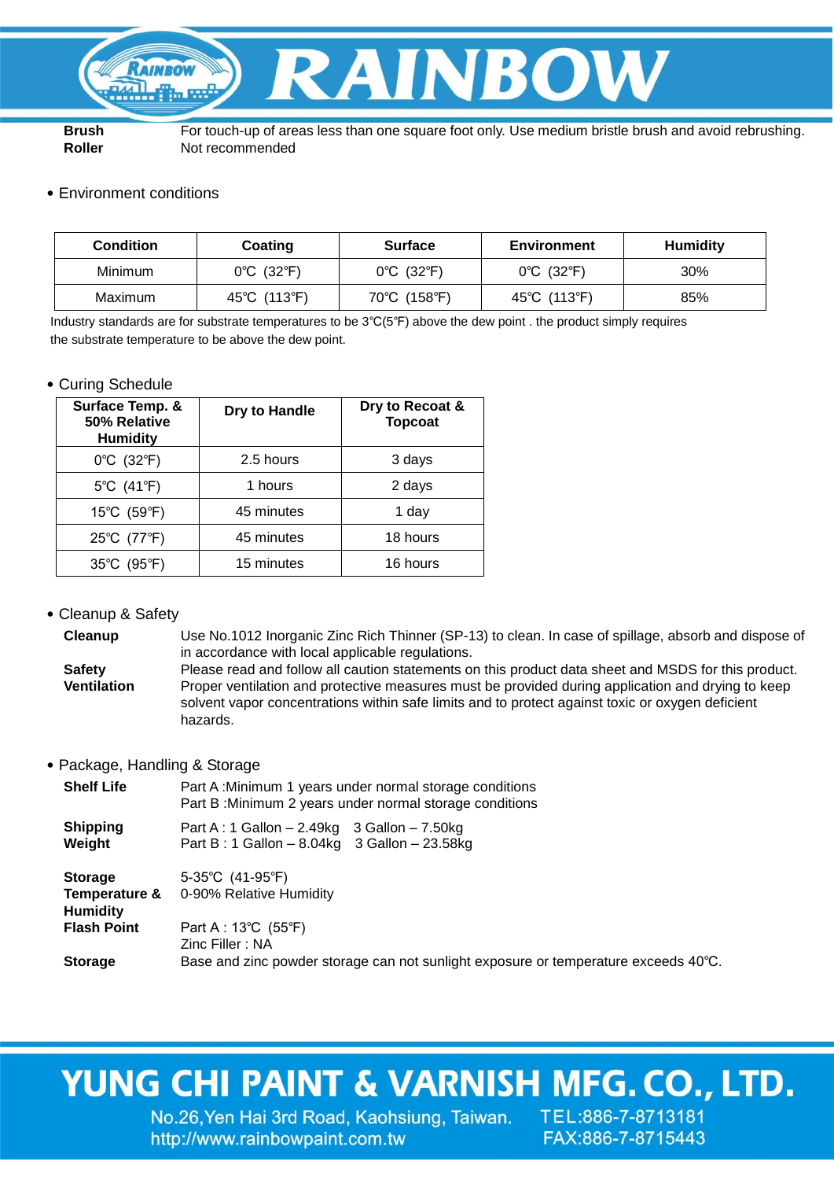**Brush** For touch-up of areas less than one square foot only. Use medium bristle brush and avoid rebrushing.

**Roller** Not recommended

- Environment conditions

| Condition | Coating | Surface | Environment | Humidity |
|---|---|---|---|---|
| Minimum | 0℃ (32℉) | 0℃ (32℉) | 0℃ (32℉) | 30% |
| Maximum | 45℃ (113℉) | 70℃ (158℉) | 45℃ (113℉) | 85% |

Industry standards are for substrate temperatures to be 3℃(5℉) above the dew point . the product simply requires the substrate temperature to be above the dew point.

- Curing Schedule

| Surface Temp. & 50% Relative Humidity | Dry to Handle | Dry to Recoat & Topcoat |
|---|---|---|
| 0℃ (32℉) | 2.5 hours | 3 days |
| 5℃ (41℉) | 1 hours | 2 days |
| 15℃ (59℉) | 45 minutes | 1 day |
| 25℃ (77℉) | 45 minutes | 18 hours |
| 35℃ (95℉) | 15 minutes | 16 hours |

- Cleanup & Safety

**Cleanup** Use No.1012 Inorganic Zinc Rich Thinner (SP-13) to clean. In case of spillage, absorb and dispose of in accordance with local applicable regulations.

**Safety** Please read and follow all caution statements on this product data sheet and MSDS for this product.

**Ventilation** Proper ventilation and protective measures must be provided during application and drying to keep solvent vapor concentrations within safe limits and to protect against toxic or oxygen deficient hazards.

- Package, Handling & Storage

**Shelf Life** Part A :Minimum 1 years under normal storage conditions
Part B :Minimum 2 years under normal storage conditions

**Shipping Weight** Part A : 1 Gallon – 2.49kg 3 Gallon – 7.50kg
Part B : 1 Gallon – 8.04kg 3 Gallon – 23.58kg

**Storage Temperature & Humidity** 5-35℃ (41-95℉)
0-90% Relative Humidity

**Flash Point** Part A : 13℃ (55℉)
Zinc Filler : NA

**Storage** Base and zinc powder storage can not sunlight exposure or temperature exceeds 40℃.